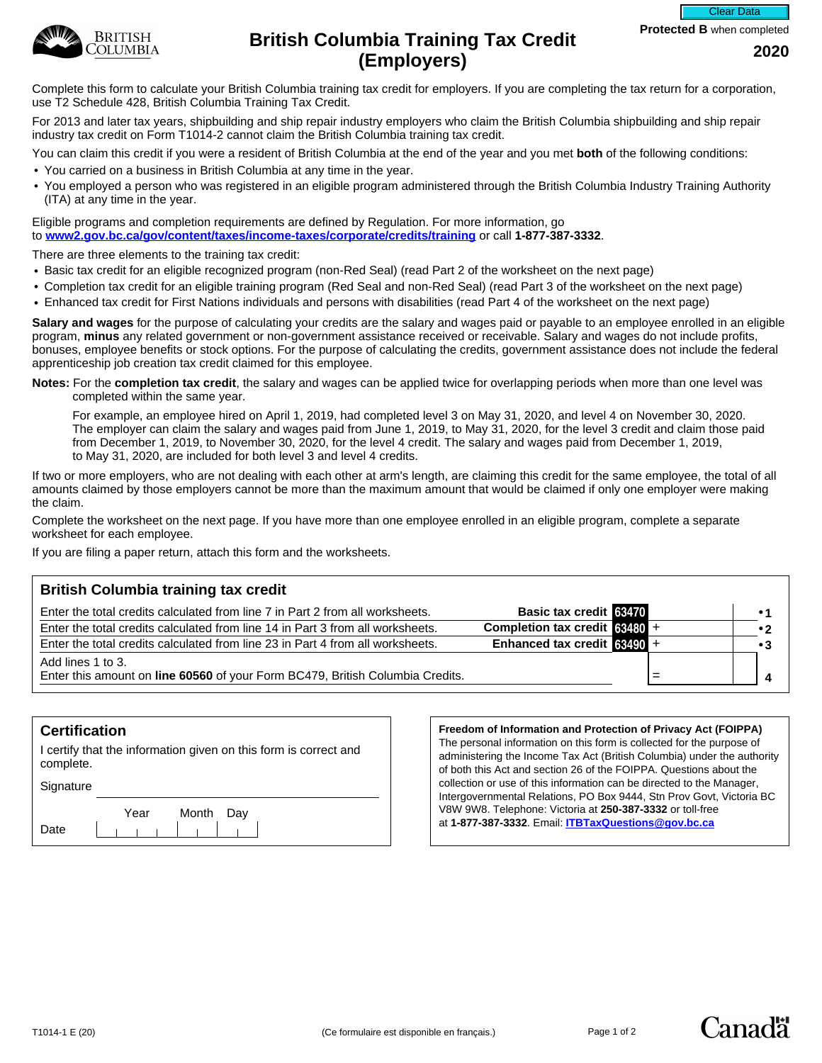Protected B when completed

2020

# British Columbia Training Tax Credit (Employers)

Complete this form to calculate your British Columbia training tax credit for employers. If you are completing the tax return for a corporation, use T2 Schedule 428, British Columbia Training Tax Credit.

For 2013 and later tax years, shipbuilding and ship repair industry employers who claim the British Columbia shipbuilding and ship repair industry tax credit on Form T1014-2 cannot claim the British Columbia training tax credit.

You can claim this credit if you were a resident of British Columbia at the end of the year and you met **both** of the following conditions:

- You carried on a business in British Columbia at any time in the year.
- You employed a person who was registered in an eligible program administered through the British Columbia Industry Training Authority (ITA) at any time in the year.

Eligible programs and completion requirements are defined by Regulation. For more information, go to **www2.gov.bc.ca/gov/content/taxes/income-taxes/corporate/credits/training** or call **1-877-387-3332**.

There are three elements to the training tax credit:

- Basic tax credit for an eligible recognized program (non-Red Seal) (read Part 2 of the worksheet on the next page)
- Completion tax credit for an eligible training program (Red Seal and non-Red Seal) (read Part 3 of the worksheet on the next page)
- Enhanced tax credit for First Nations individuals and persons with disabilities (read Part 4 of the worksheet on the next page)

**Salary and wages** for the purpose of calculating your credits are the salary and wages paid or payable to an employee enrolled in an eligible program, **minus** any related government or non-government assistance received or receivable. Salary and wages do not include profits, bonuses, employee benefits or stock options. For the purpose of calculating the credits, government assistance does not include the federal apprenticeship job creation tax credit claimed for this employee.

**Notes:** For the **completion tax credit**, the salary and wages can be applied twice for overlapping periods when more than one level was completed within the same year.

For example, an employee hired on April 1, 2019, had completed level 3 on May 31, 2020, and level 4 on November 30, 2020. The employer can claim the salary and wages paid from June 1, 2019, to May 31, 2020, for the level 3 credit and claim those paid from December 1, 2019, to November 30, 2020, for the level 4 credit. The salary and wages paid from December 1, 2019, to May 31, 2020, are included for both level 3 and level 4 credits.

If two or more employers, who are not dealing with each other at arm's length, are claiming this credit for the same employee, the total of all amounts claimed by those employers cannot be more than the maximum amount that would be claimed if only one employer were making the claim.

Complete the worksheet on the next page. If you have more than one employee enrolled in an eligible program, complete a separate worksheet for each employee.

If you are filing a paper return, attach this form and the worksheets.

## British Columbia training tax credit

| Description | | | | Line |
|---|---|---|---|---|
| Enter the total credits calculated from line 7 in Part 2 from all worksheets. | **Basic tax credit** | 63470 | | •1 |
| Enter the total credits calculated from line 14 in Part 3 from all worksheets. | **Completion tax credit** | 63480 | + | •2 |
| Enter the total credits calculated from line 23 in Part 4 from all worksheets. | **Enhanced tax credit** | 63490 | + | •3 |
| Add lines 1 to 3. Enter this amount on **line 60560** of your Form BC479, British Columbia Credits. | | | = | 4 |

## Certification

I certify that the information given on this form is correct and complete.

Signature ______________________

Date Year | Month | Day

**Freedom of Information and Protection of Privacy Act (FOIPPA)**
The personal information on this form is collected for the purpose of administering the Income Tax Act (British Columbia) under the authority of both this Act and section 26 of the FOIPPA. Questions about the collection or use of this information can be directed to the Manager, Intergovernmental Relations, PO Box 9444, Stn Prov Govt, Victoria BC V8W 9W8. Telephone: Victoria at **250-387-3332** or toll-free at **1-877-387-3332**. Email: **ITBTaxQuestions@gov.bc.ca**

T1014-1 E (20) (Ce formulaire est disponible en français.)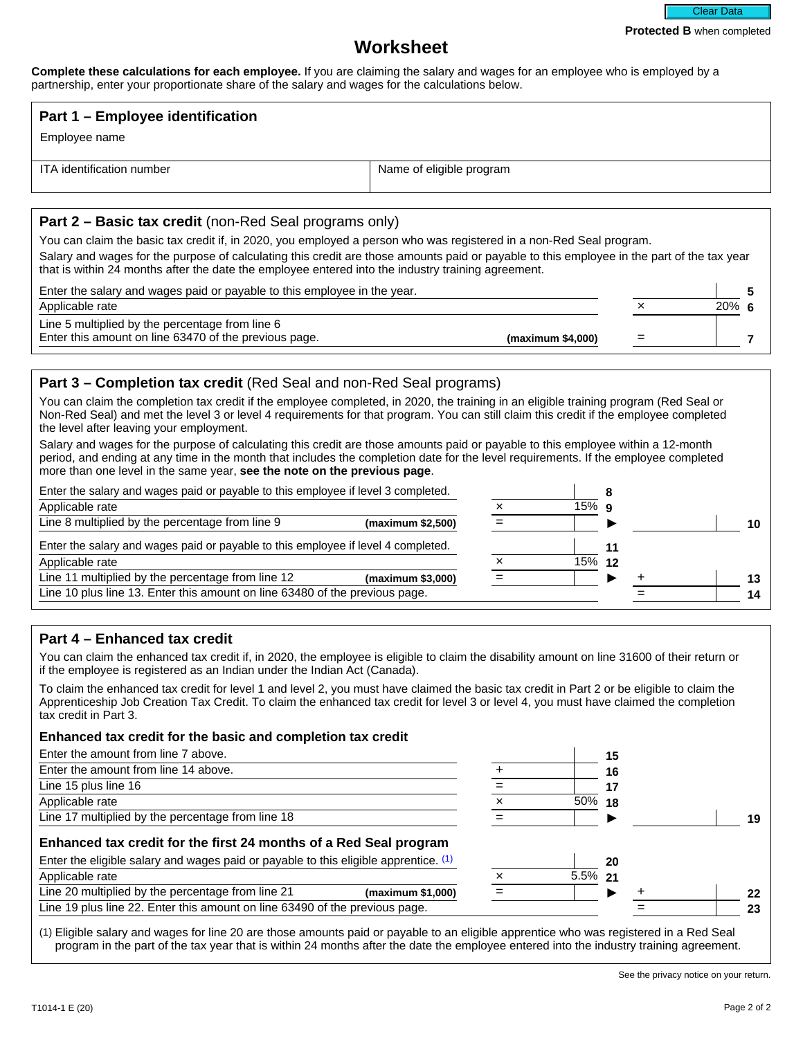Protected B when completed

# Worksheet

**Complete these calculations for each employee.** If you are claiming the salary and wages for an employee who is employed by a partnership, enter your proportionate share of the salary and wages for the calculations below.

## Part 1 – Employee identification

Employee name

| ITA identification number | Name of eligible program |
|---|---|
| | |

## Part 2 – Basic tax credit (non-Red Seal programs only)

You can claim the basic tax credit if, in 2020, you employed a person who was registered in a non-Red Seal program.

Salary and wages for the purpose of calculating this credit are those amounts paid or payable to this employee in the part of the tax year that is within 24 months after the date the employee entered into the industry training agreement.

| | | | |
|---|---|---|---|
| Enter the salary and wages paid or payable to this employee in the year. | | | 5 |
| Applicable rate | × | 20% | 6 |
| Line 5 multiplied by the percentage from line 6<br>Enter this amount on line 63470 of the previous page. **(maximum $4,000)** | = | | 7 |

## Part 3 – Completion tax credit (Red Seal and non-Red Seal programs)

You can claim the completion tax credit if the employee completed, in 2020, the training in an eligible training program (Red Seal or Non-Red Seal) and met the level 3 or level 4 requirements for that program. You can still claim this credit if the employee completed the level after leaving your employment.

Salary and wages for the purpose of calculating this credit are those amounts paid or payable to this employee within a 12-month period, and ending at any time in the month that includes the completion date for the level requirements. If the employee completed more than one level in the same year, **see the note on the previous page**.

| | | | | | | |
|---|---|---|---|---|---|---|
| Enter the salary and wages paid or payable to this employee if level 3 completed. | | | 8 | | | |
| Applicable rate | × | 15% | 9 | | | |
| Line 8 multiplied by the percentage from line 9 **(maximum $2,500)** | = | | ▶ | | | 10 |
| Enter the salary and wages paid or payable to this employee if level 4 completed. | | | 11 | | | |
| Applicable rate | × | 15% | 12 | | | |
| Line 11 multiplied by the percentage from line 12 **(maximum $3,000)** | = | | ▶ | + | | 13 |
| Line 10 plus line 13. Enter this amount on line 63480 of the previous page. | | | | = | | 14 |

## Part 4 – Enhanced tax credit

You can claim the enhanced tax credit if, in 2020, the employee is eligible to claim the disability amount on line 31600 of their return or if the employee is registered as an Indian under the Indian Act (Canada).

To claim the enhanced tax credit for level 1 and level 2, you must have claimed the basic tax credit in Part 2 or be eligible to claim the Apprenticeship Job Creation Tax Credit. To claim the enhanced tax credit for level 3 or level 4, you must have claimed the completion tax credit in Part 3.

### Enhanced tax credit for the basic and completion tax credit

| | | | | | | |
|---|---|---|---|---|---|---|
| Enter the amount from line 7 above. | | | 15 | | | |
| Enter the amount from line 14 above. | + | | 16 | | | |
| Line 15 plus line 16 | = | | 17 | | | |
| Applicable rate | × | 50% | 18 | | | |
| Line 17 multiplied by the percentage from line 18 | = | | ▶ | | | 19 |

### Enhanced tax credit for the first 24 months of a Red Seal program

| | | | | | | |
|---|---|---|---|---|---|---|
| Enter the eligible salary and wages paid or payable to this eligible apprentice. (1) | | | 20 | | | |
| Applicable rate | × | 5.5% | 21 | | | |
| Line 20 multiplied by the percentage from line 21 **(maximum $1,000)** | = | | ▶ | + | | 22 |
| Line 19 plus line 22. Enter this amount on line 63490 of the previous page. | | | | = | | 23 |

(1) Eligible salary and wages for line 20 are those amounts paid or payable to an eligible apprentice who was registered in a Red Seal program in the part of the tax year that is within 24 months after the date the employee entered into the industry training agreement.

See the privacy notice on your return.

T1014-1 E (20)